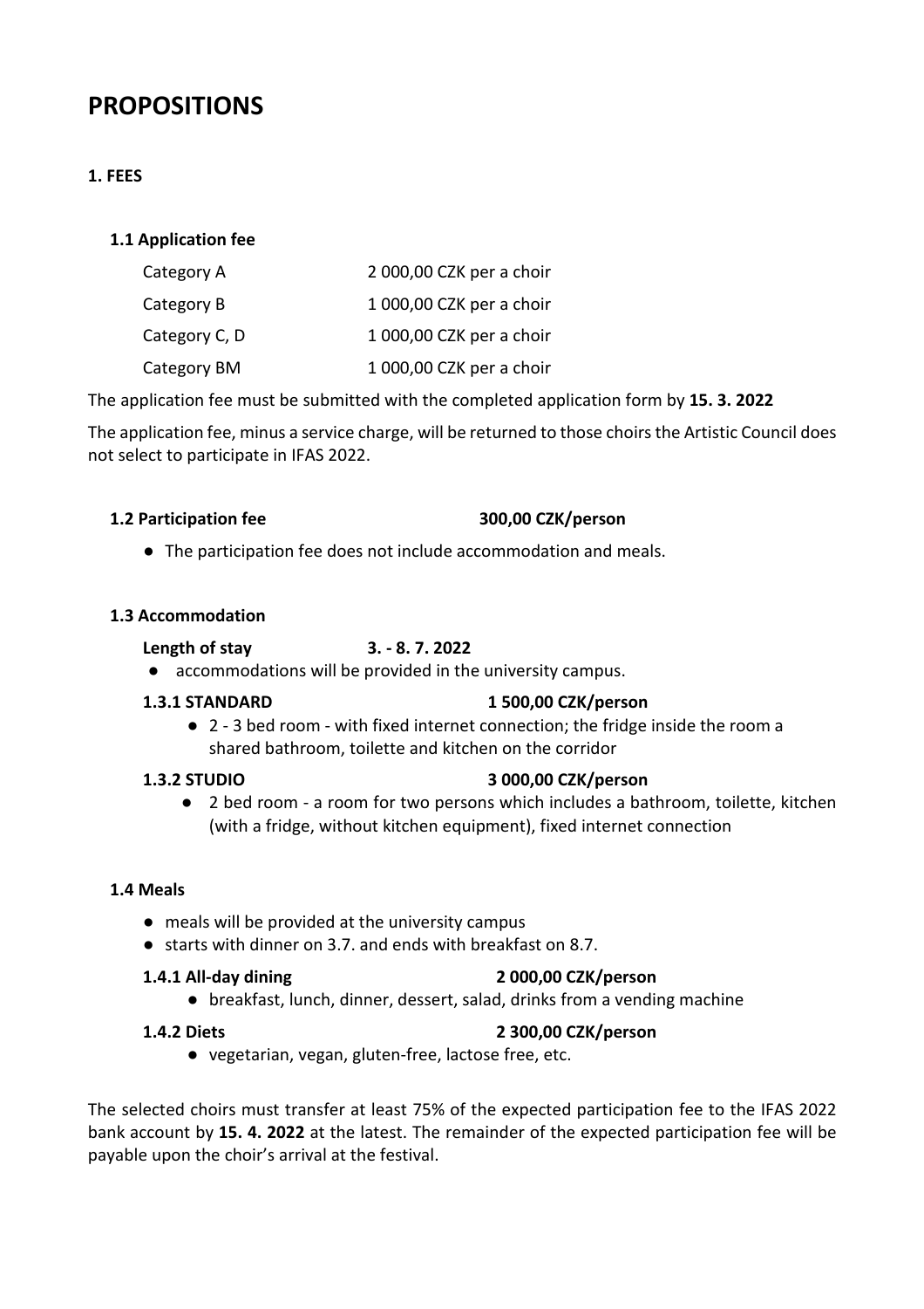# PROPOSITIONS

## 1. FEES

### 1.1 Application fee

| | |
|---|---|
| Category A | 2 000,00 CZK per a choir |
| Category B | 1 000,00 CZK per a choir |
| Category C, D | 1 000,00 CZK per a choir |
| Category BM | 1 000,00 CZK per a choir |

The application fee must be submitted with the completed application form by **15. 3. 2022**

The application fee, minus a service charge, will be returned to those choirs the Artistic Council does not select to participate in IFAS 2022.

### 1.2 Participation fee **300,00 CZK/person**

- The participation fee does not include accommodation and meals.

### 1.3 Accommodation

**Length of stay** **3. - 8. 7. 2022**

- accommodations will be provided in the university campus.

**1.3.1 STANDARD** **1 500,00 CZK/person**

- 2 - 3 bed room - with fixed internet connection; the fridge inside the room a shared bathroom, toilette and kitchen on the corridor

**1.3.2 STUDIO** **3 000,00 CZK/person**

- 2 bed room - a room for two persons which includes a bathroom, toilette, kitchen (with a fridge, without kitchen equipment), fixed internet connection

### 1.4 Meals

- meals will be provided at the university campus
- starts with dinner on 3.7. and ends with breakfast on 8.7.

**1.4.1 All-day dining** **2 000,00 CZK/person**

- breakfast, lunch, dinner, dessert, salad, drinks from a vending machine

**1.4.2 Diets** **2 300,00 CZK/person**

- vegetarian, vegan, gluten-free, lactose free, etc.

The selected choirs must transfer at least 75% of the expected participation fee to the IFAS 2022 bank account by **15. 4. 2022** at the latest. The remainder of the expected participation fee will be payable upon the choir's arrival at the festival.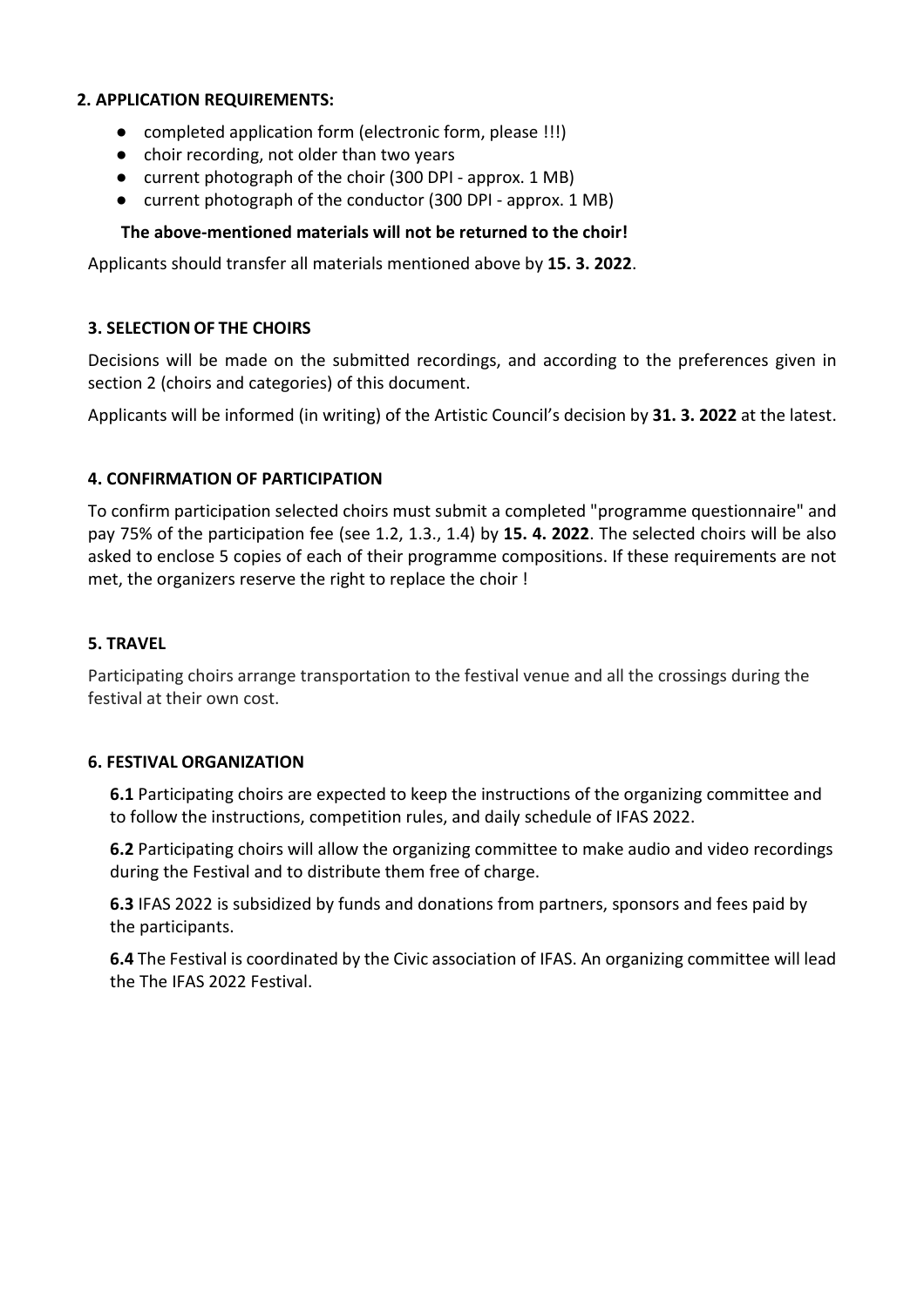## 2. APPLICATION REQUIREMENTS:

- completed application form (electronic form, please !!!)
- choir recording, not older than two years
- current photograph of the choir (300 DPI - approx. 1 MB)
- current photograph of the conductor (300 DPI - approx. 1 MB)

**The above-mentioned materials will not be returned to the choir!**

Applicants should transfer all materials mentioned above by **15. 3. 2022**.

## 3. SELECTION OF THE CHOIRS

Decisions will be made on the submitted recordings, and according to the preferences given in section 2 (choirs and categories) of this document.

Applicants will be informed (in writing) of the Artistic Council's decision by **31. 3. 2022** at the latest.

## 4. CONFIRMATION OF PARTICIPATION

To confirm participation selected choirs must submit a completed "programme questionnaire" and pay 75% of the participation fee (see 1.2, 1.3., 1.4) by **15. 4. 2022**. The selected choirs will be also asked to enclose 5 copies of each of their programme compositions. If these requirements are not met, the organizers reserve the right to replace the choir !

## 5. TRAVEL

Participating choirs arrange transportation to the festival venue and all the crossings during the festival at their own cost.

## 6. FESTIVAL ORGANIZATION

**6.1** Participating choirs are expected to keep the instructions of the organizing committee and to follow the instructions, competition rules, and daily schedule of IFAS 2022.

**6.2** Participating choirs will allow the organizing committee to make audio and video recordings during the Festival and to distribute them free of charge.

**6.3** IFAS 2022 is subsidized by funds and donations from partners, sponsors and fees paid by the participants.

**6.4** The Festival is coordinated by the Civic association of IFAS. An organizing committee will lead the The IFAS 2022 Festival.